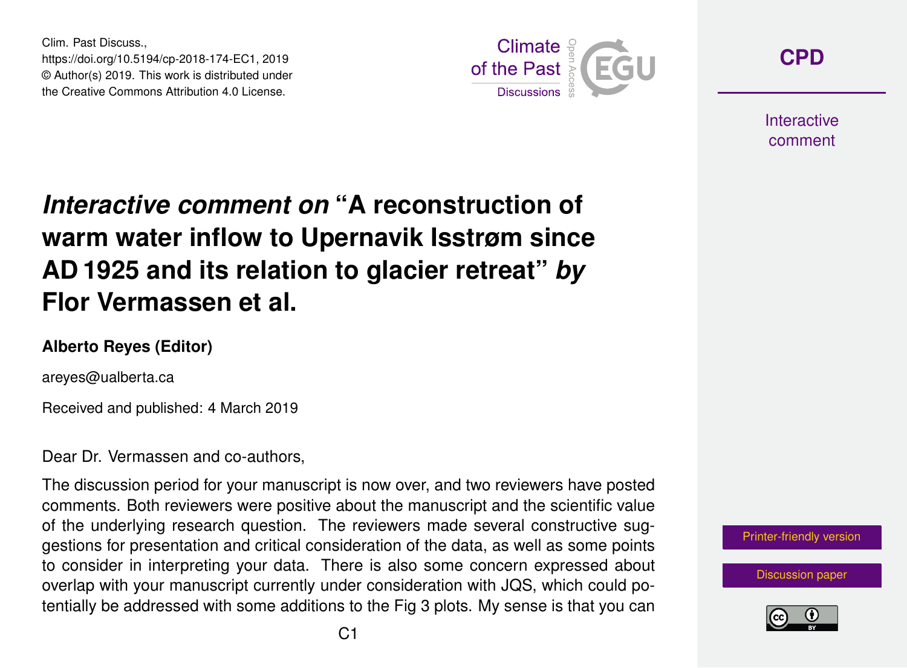Clim. Past Discuss.,
https://doi.org/10.5194/cp-2018-174-EC1, 2019
© Author(s) 2019. This work is distributed under
the Creative Commons Attribution 4.0 License.

# *Interactive comment on* "A reconstruction of warm water inflow to Upernavik Isstrøm since AD 1925 and its relation to glacier retreat" *by* Flor Vermassen et al.

**Alberto Reyes (Editor)**

areyes@ualberta.ca

Received and published: 4 March 2019

Dear Dr. Vermassen and co-authors,

The discussion period for your manuscript is now over, and two reviewers have posted comments. Both reviewers were positive about the manuscript and the scientific value of the underlying research question. The reviewers made several constructive suggestions for presentation and critical consideration of the data, as well as some points to consider in interpreting your data. There is also some concern expressed about overlap with your manuscript currently under consideration with JQS, which could potentially be addressed with some additions to the Fig 3 plots. My sense is that you can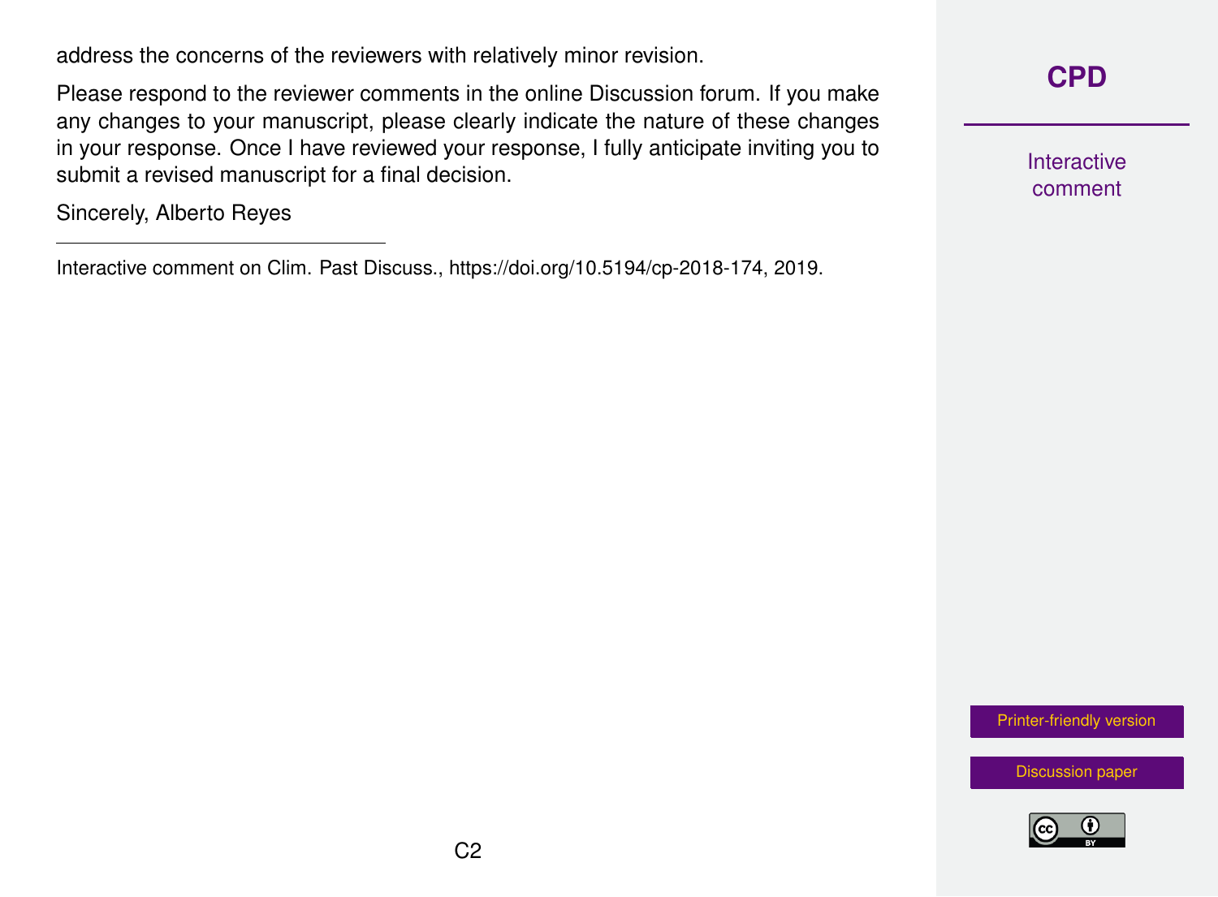address the concerns of the reviewers with relatively minor revision.

Please respond to the reviewer comments in the online Discussion forum. If you make any changes to your manuscript, please clearly indicate the nature of these changes in your response. Once I have reviewed your response, I fully anticipate inviting you to submit a revised manuscript for a final decision.

Sincerely, Alberto Reyes

---

Interactive comment on Clim. Past Discuss., https://doi.org/10.5194/cp-2018-174, 2019.